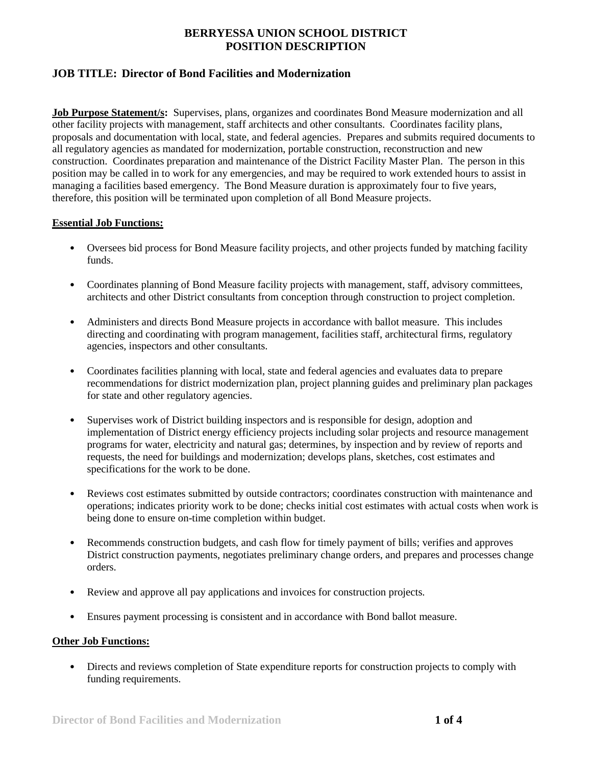# BERRYESSA UNION SCHOOL DISTRICT
# POSITION DESCRIPTION

## JOB TITLE: Director of Bond Facilities and Modernization

**Job Purpose Statement/s:** Supervises, plans, organizes and coordinates Bond Measure modernization and all other facility projects with management, staff architects and other consultants. Coordinates facility plans, proposals and documentation with local, state, and federal agencies. Prepares and submits required documents to all regulatory agencies as mandated for modernization, portable construction, reconstruction and new construction. Coordinates preparation and maintenance of the District Facility Master Plan. The person in this position may be called in to work for any emergencies, and may be required to work extended hours to assist in managing a facilities based emergency. The Bond Measure duration is approximately four to five years, therefore, this position will be terminated upon completion of all Bond Measure projects.

**Essential Job Functions:**

- Oversees bid process for Bond Measure facility projects, and other projects funded by matching facility funds.
- Coordinates planning of Bond Measure facility projects with management, staff, advisory committees, architects and other District consultants from conception through construction to project completion.
- Administers and directs Bond Measure projects in accordance with ballot measure. This includes directing and coordinating with program management, facilities staff, architectural firms, regulatory agencies, inspectors and other consultants.
- Coordinates facilities planning with local, state and federal agencies and evaluates data to prepare recommendations for district modernization plan, project planning guides and preliminary plan packages for state and other regulatory agencies.
- Supervises work of District building inspectors and is responsible for design, adoption and implementation of District energy efficiency projects including solar projects and resource management programs for water, electricity and natural gas; determines, by inspection and by review of reports and requests, the need for buildings and modernization; develops plans, sketches, cost estimates and specifications for the work to be done.
- Reviews cost estimates submitted by outside contractors; coordinates construction with maintenance and operations; indicates priority work to be done; checks initial cost estimates with actual costs when work is being done to ensure on-time completion within budget.
- Recommends construction budgets, and cash flow for timely payment of bills; verifies and approves District construction payments, negotiates preliminary change orders, and prepares and processes change orders.
- Review and approve all pay applications and invoices for construction projects.
- Ensures payment processing is consistent and in accordance with Bond ballot measure.

**Other Job Functions:**

- Directs and reviews completion of State expenditure reports for construction projects to comply with funding requirements.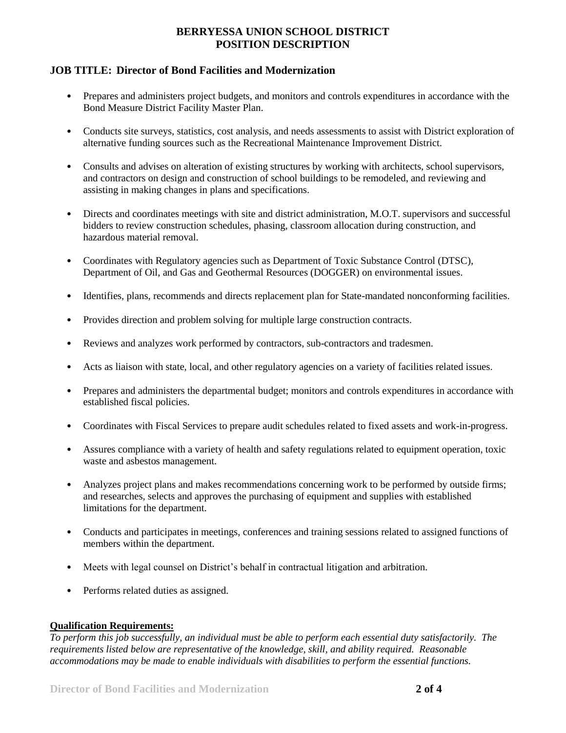**BERRYESSA UNION SCHOOL DISTRICT**
**POSITION DESCRIPTION**

## JOB TITLE: Director of Bond Facilities and Modernization

- Prepares and administers project budgets, and monitors and controls expenditures in accordance with the Bond Measure District Facility Master Plan.
- Conducts site surveys, statistics, cost analysis, and needs assessments to assist with District exploration of alternative funding sources such as the Recreational Maintenance Improvement District.
- Consults and advises on alteration of existing structures by working with architects, school supervisors, and contractors on design and construction of school buildings to be remodeled, and reviewing and assisting in making changes in plans and specifications.
- Directs and coordinates meetings with site and district administration, M.O.T. supervisors and successful bidders to review construction schedules, phasing, classroom allocation during construction, and hazardous material removal.
- Coordinates with Regulatory agencies such as Department of Toxic Substance Control (DTSC), Department of Oil, and Gas and Geothermal Resources (DOGGER) on environmental issues.
- Identifies, plans, recommends and directs replacement plan for State-mandated nonconforming facilities.
- Provides direction and problem solving for multiple large construction contracts.
- Reviews and analyzes work performed by contractors, sub-contractors and tradesmen.
- Acts as liaison with state, local, and other regulatory agencies on a variety of facilities related issues.
- Prepares and administers the departmental budget; monitors and controls expenditures in accordance with established fiscal policies.
- Coordinates with Fiscal Services to prepare audit schedules related to fixed assets and work-in-progress.
- Assures compliance with a variety of health and safety regulations related to equipment operation, toxic waste and asbestos management.
- Analyzes project plans and makes recommendations concerning work to be performed by outside firms; and researches, selects and approves the purchasing of equipment and supplies with established limitations for the department.
- Conducts and participates in meetings, conferences and training sessions related to assigned functions of members within the department.
- Meets with legal counsel on District's behalf in contractual litigation and arbitration.
- Performs related duties as assigned.

**Qualification Requirements:**

*To perform this job successfully, an individual must be able to perform each essential duty satisfactorily. The requirements listed below are representative of the knowledge, skill, and ability required. Reasonable accommodations may be made to enable individuals with disabilities to perform the essential functions.*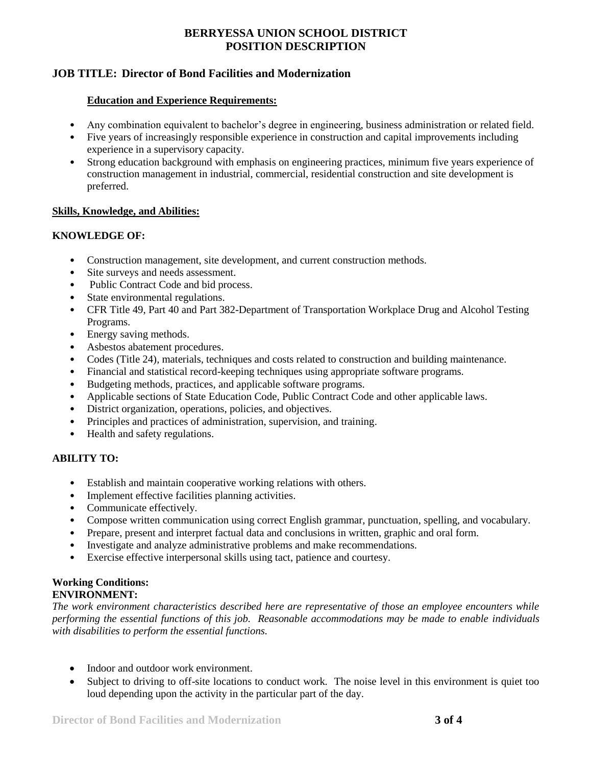# BERRYESSA UNION SCHOOL DISTRICT
# POSITION DESCRIPTION

## JOB TITLE: Director of Bond Facilities and Modernization

### Education and Experience Requirements:

- Any combination equivalent to bachelor's degree in engineering, business administration or related field.
- Five years of increasingly responsible experience in construction and capital improvements including experience in a supervisory capacity.
- Strong education background with emphasis on engineering practices, minimum five years experience of construction management in industrial, commercial, residential construction and site development is preferred.

### Skills, Knowledge, and Abilities:

**KNOWLEDGE OF:**

- Construction management, site development, and current construction methods.
- Site surveys and needs assessment.
- Public Contract Code and bid process.
- State environmental regulations.
- CFR Title 49, Part 40 and Part 382-Department of Transportation Workplace Drug and Alcohol Testing Programs.
- Energy saving methods.
- Asbestos abatement procedures.
- Codes (Title 24), materials, techniques and costs related to construction and building maintenance.
- Financial and statistical record-keeping techniques using appropriate software programs.
- Budgeting methods, practices, and applicable software programs.
- Applicable sections of State Education Code, Public Contract Code and other applicable laws.
- District organization, operations, policies, and objectives.
- Principles and practices of administration, supervision, and training.
- Health and safety regulations.

**ABILITY TO:**

- Establish and maintain cooperative working relations with others.
- Implement effective facilities planning activities.
- Communicate effectively.
- Compose written communication using correct English grammar, punctuation, spelling, and vocabulary.
- Prepare, present and interpret factual data and conclusions in written, graphic and oral form.
- Investigate and analyze administrative problems and make recommendations.
- Exercise effective interpersonal skills using tact, patience and courtesy.

### Working Conditions:

**ENVIRONMENT:**

*The work environment characteristics described here are representative of those an employee encounters while performing the essential functions of this job. Reasonable accommodations may be made to enable individuals with disabilities to perform the essential functions.*

- Indoor and outdoor work environment.
- Subject to driving to off-site locations to conduct work. The noise level in this environment is quiet too loud depending upon the activity in the particular part of the day.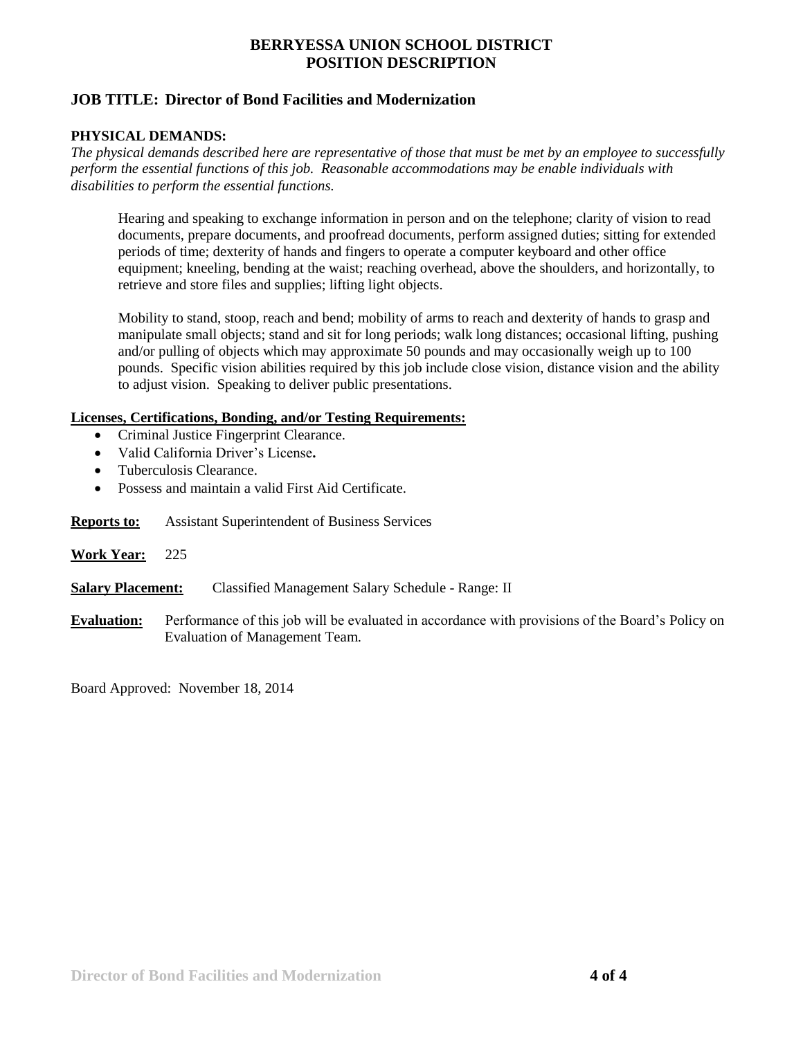**BERRYESSA UNION SCHOOL DISTRICT**
**POSITION DESCRIPTION**

## JOB TITLE: Director of Bond Facilities and Modernization

### PHYSICAL DEMANDS:

*The physical demands described here are representative of those that must be met by an employee to successfully perform the essential functions of this job. Reasonable accommodations may be enable individuals with disabilities to perform the essential functions.*

Hearing and speaking to exchange information in person and on the telephone; clarity of vision to read documents, prepare documents, and proofread documents, perform assigned duties; sitting for extended periods of time; dexterity of hands and fingers to operate a computer keyboard and other office equipment; kneeling, bending at the waist; reaching overhead, above the shoulders, and horizontally, to retrieve and store files and supplies; lifting light objects.

Mobility to stand, stoop, reach and bend; mobility of arms to reach and dexterity of hands to grasp and manipulate small objects; stand and sit for long periods; walk long distances; occasional lifting, pushing and/or pulling of objects which may approximate 50 pounds and may occasionally weigh up to 100 pounds. Specific vision abilities required by this job include close vision, distance vision and the ability to adjust vision. Speaking to deliver public presentations.

**Licenses, Certifications, Bonding, and/or Testing Requirements:**

- Criminal Justice Fingerprint Clearance.
- Valid California Driver's License**.**
- Tuberculosis Clearance.
- Possess and maintain a valid First Aid Certificate.

**Reports to:** Assistant Superintendent of Business Services

**Work Year:** 225

**Salary Placement:** Classified Management Salary Schedule - Range: II

**Evaluation:** Performance of this job will be evaluated in accordance with provisions of the Board's Policy on Evaluation of Management Team.

Board Approved: November 18, 2014